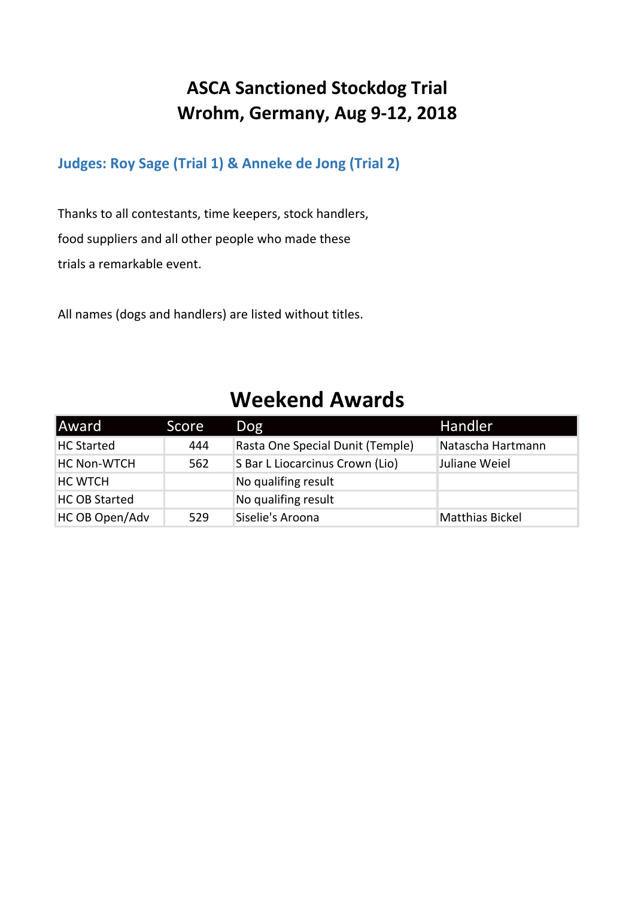# ASCA Sanctioned Stockdog Trial
# Wrohm, Germany, Aug 9-12, 2018

### Judges: Roy Sage (Trial 1) & Anneke de Jong (Trial 2)

Thanks to all contestants, time keepers, stock handlers, food suppliers and all other people who made these trials a remarkable event.

All names (dogs and handlers) are listed without titles.

## Weekend Awards

| Award | Score | Dog | Handler |
|---|---|---|---|
| HC Started | 444 | Rasta One Special Dunit (Temple) | Natascha Hartmann |
| HC Non-WTCH | 562 | S Bar L Liocarcinus Crown (Lio) | Juliane Weiel |
| HC WTCH | | No qualifing result | |
| HC OB Started | | No qualifing result | |
| HC OB Open/Adv | 529 | Siselie's Aroona | Matthias Bickel |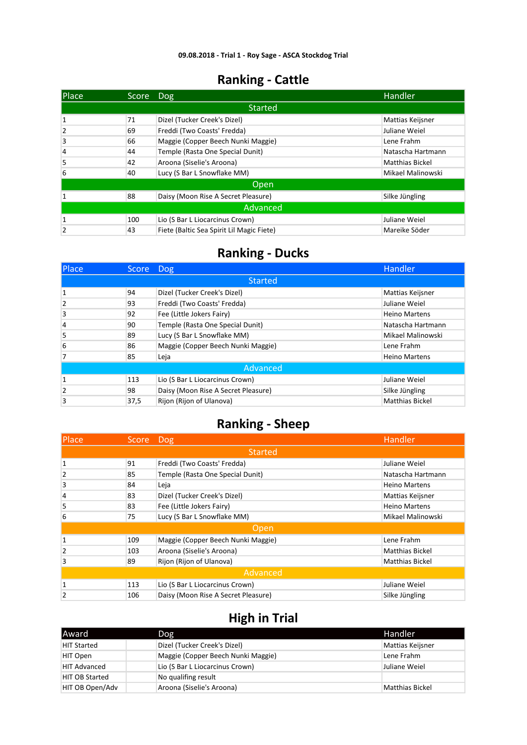09.08.2018 - Trial 1 - Roy Sage - ASCA Stockdog Trial

## Ranking - Cattle

| Place | Score | Dog | Handler |
|---|---|---|---|
| **Started** | | | |
| 1 | 71 | Dizel (Tucker Creek's Dizel) | Mattias Keijsner |
| 2 | 69 | Freddi (Two Coasts' Fredda) | Juliane Weiel |
| 3 | 66 | Maggie (Copper Beech Nunki Maggie) | Lene Frahm |
| 4 | 44 | Temple (Rasta One Special Dunit) | Natascha Hartmann |
| 5 | 42 | Aroona (Siselie's Aroona) | Matthias Bickel |
| 6 | 40 | Lucy (S Bar L Snowflake MM) | Mikael Malinowski |
| **Open** | | | |
| 1 | 88 | Daisy (Moon Rise A Secret Pleasure) | Silke Jüngling |
| **Advanced** | | | |
| 1 | 100 | Lio (S Bar L Liocarcinus Crown) | Juliane Weiel |
| 2 | 43 | Fiete (Baltic Sea Spirit Lil Magic Fiete) | Mareike Söder |

## Ranking - Ducks

| Place | Score | Dog | Handler |
|---|---|---|---|
| **Started** | | | |
| 1 | 94 | Dizel (Tucker Creek's Dizel) | Mattias Keijsner |
| 2 | 93 | Freddi (Two Coasts' Fredda) | Juliane Weiel |
| 3 | 92 | Fee (Little Jokers Fairy) | Heino Martens |
| 4 | 90 | Temple (Rasta One Special Dunit) | Natascha Hartmann |
| 5 | 89 | Lucy (S Bar L Snowflake MM) | Mikael Malinowski |
| 6 | 86 | Maggie (Copper Beech Nunki Maggie) | Lene Frahm |
| 7 | 85 | Leja | Heino Martens |
| **Advanced** | | | |
| 1 | 113 | Lio (S Bar L Liocarcinus Crown) | Juliane Weiel |
| 2 | 98 | Daisy (Moon Rise A Secret Pleasure) | Silke Jüngling |
| 3 | 37,5 | Rijon (Rijon of Ulanova) | Matthias Bickel |

## Ranking - Sheep

| Place | Score | Dog | Handler |
|---|---|---|---|
| **Started** | | | |
| 1 | 91 | Freddi (Two Coasts' Fredda) | Juliane Weiel |
| 2 | 85 | Temple (Rasta One Special Dunit) | Natascha Hartmann |
| 3 | 84 | Leja | Heino Martens |
| 4 | 83 | Dizel (Tucker Creek's Dizel) | Mattias Keijsner |
| 5 | 83 | Fee (Little Jokers Fairy) | Heino Martens |
| 6 | 75 | Lucy (S Bar L Snowflake MM) | Mikael Malinowski |
| **Open** | | | |
| 1 | 109 | Maggie (Copper Beech Nunki Maggie) | Lene Frahm |
| 2 | 103 | Aroona (Siselie's Aroona) | Matthias Bickel |
| 3 | 89 | Rijon (Rijon of Ulanova) | Matthias Bickel |
| **Advanced** | | | |
| 1 | 113 | Lio (S Bar L Liocarcinus Crown) | Juliane Weiel |
| 2 | 106 | Daisy (Moon Rise A Secret Pleasure) | Silke Jüngling |

## High in Trial

| Award | | Dog | Handler |
|---|---|---|---|
| HIT Started | | Dizel (Tucker Creek's Dizel) | Mattias Keijsner |
| HIT Open | | Maggie (Copper Beech Nunki Maggie) | Lene Frahm |
| HIT Advanced | | Lio (S Bar L Liocarcinus Crown) | Juliane Weiel |
| HIT OB Started | | No qualifing result | |
| HIT OB Open/Adv | | Aroona (Siselie's Aroona) | Matthias Bickel |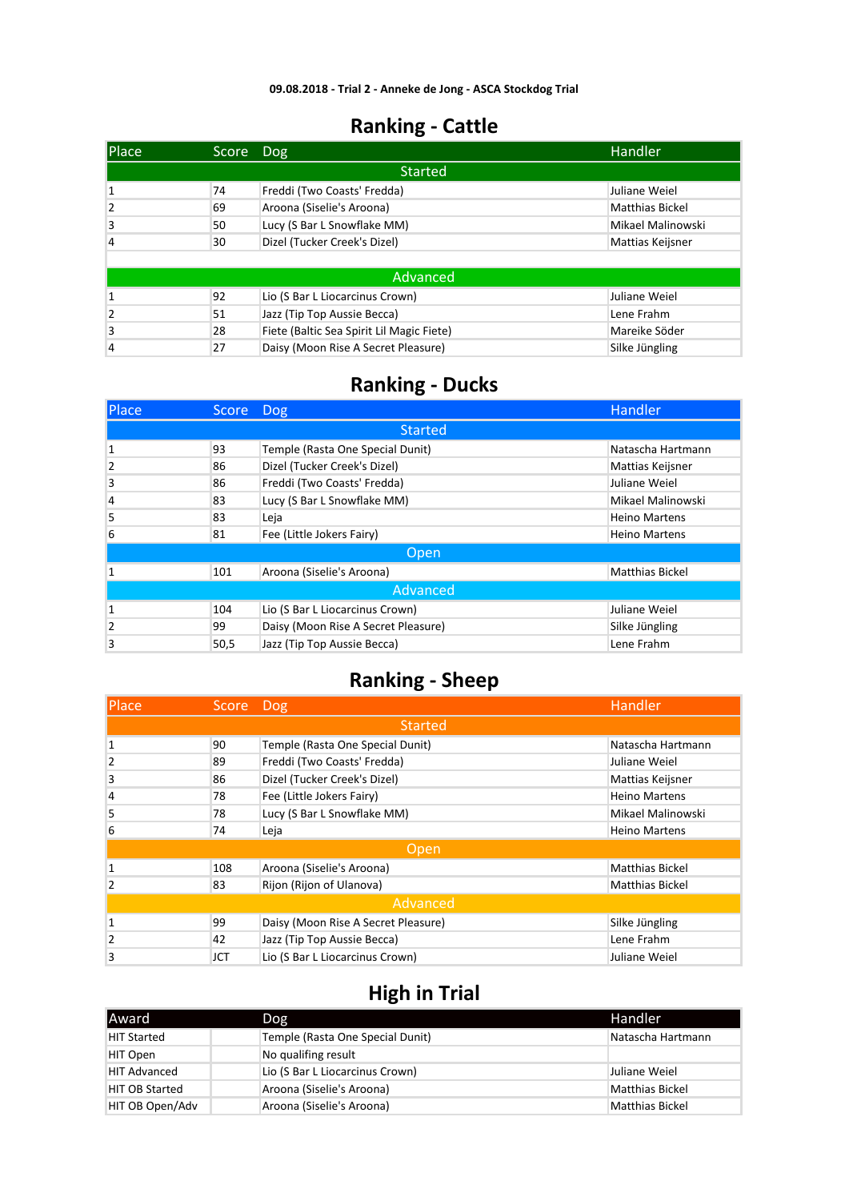**09.08.2018 - Trial 2 - Anneke de Jong - ASCA Stockdog Trial**

## Ranking - Cattle

| Place | Score | Dog | Handler |
|---|---|---|---|
| | | Started | |
| 1 | 74 | Freddi (Two Coasts' Fredda) | Juliane Weiel |
| 2 | 69 | Aroona (Siselie's Aroona) | Matthias Bickel |
| 3 | 50 | Lucy (S Bar L Snowflake MM) | Mikael Malinowski |
| 4 | 30 | Dizel (Tucker Creek's Dizel) | Mattias Keijsner |
| | | | |
| | | Advanced | |
| 1 | 92 | Lio (S Bar L Liocarcinus Crown) | Juliane Weiel |
| 2 | 51 | Jazz (Tip Top Aussie Becca) | Lene Frahm |
| 3 | 28 | Fiete (Baltic Sea Spirit Lil Magic Fiete) | Mareike Söder |
| 4 | 27 | Daisy (Moon Rise A Secret Pleasure) | Silke Jüngling |

## Ranking - Ducks

| Place | Score | Dog | Handler |
|---|---|---|---|
| | | Started | |
| 1 | 93 | Temple (Rasta One Special Dunit) | Natascha Hartmann |
| 2 | 86 | Dizel (Tucker Creek's Dizel) | Mattias Keijsner |
| 3 | 86 | Freddi (Two Coasts' Fredda) | Juliane Weiel |
| 4 | 83 | Lucy (S Bar L Snowflake MM) | Mikael Malinowski |
| 5 | 83 | Leja | Heino Martens |
| 6 | 81 | Fee (Little Jokers Fairy) | Heino Martens |
| | | Open | |
| 1 | 101 | Aroona (Siselie's Aroona) | Matthias Bickel |
| | | Advanced | |
| 1 | 104 | Lio (S Bar L Liocarcinus Crown) | Juliane Weiel |
| 2 | 99 | Daisy (Moon Rise A Secret Pleasure) | Silke Jüngling |
| 3 | 50,5 | Jazz (Tip Top Aussie Becca) | Lene Frahm |

## Ranking - Sheep

| Place | Score | Dog | Handler |
|---|---|---|---|
| | | Started | |
| 1 | 90 | Temple (Rasta One Special Dunit) | Natascha Hartmann |
| 2 | 89 | Freddi (Two Coasts' Fredda) | Juliane Weiel |
| 3 | 86 | Dizel (Tucker Creek's Dizel) | Mattias Keijsner |
| 4 | 78 | Fee (Little Jokers Fairy) | Heino Martens |
| 5 | 78 | Lucy (S Bar L Snowflake MM) | Mikael Malinowski |
| 6 | 74 | Leja | Heino Martens |
| | | Open | |
| 1 | 108 | Aroona (Siselie's Aroona) | Matthias Bickel |
| 2 | 83 | Rijon (Rijon of Ulanova) | Matthias Bickel |
| | | Advanced | |
| 1 | 99 | Daisy (Moon Rise A Secret Pleasure) | Silke Jüngling |
| 2 | 42 | Jazz (Tip Top Aussie Becca) | Lene Frahm |
| 3 | JCT | Lio (S Bar L Liocarcinus Crown) | Juliane Weiel |

## High in Trial

| Award | | Dog | Handler |
|---|---|---|---|
| HIT Started | | Temple (Rasta One Special Dunit) | Natascha Hartmann |
| HIT Open | | No qualifing result | |
| HIT Advanced | | Lio (S Bar L Liocarcinus Crown) | Juliane Weiel |
| HIT OB Started | | Aroona (Siselie's Aroona) | Matthias Bickel |
| HIT OB Open/Adv | | Aroona (Siselie's Aroona) | Matthias Bickel |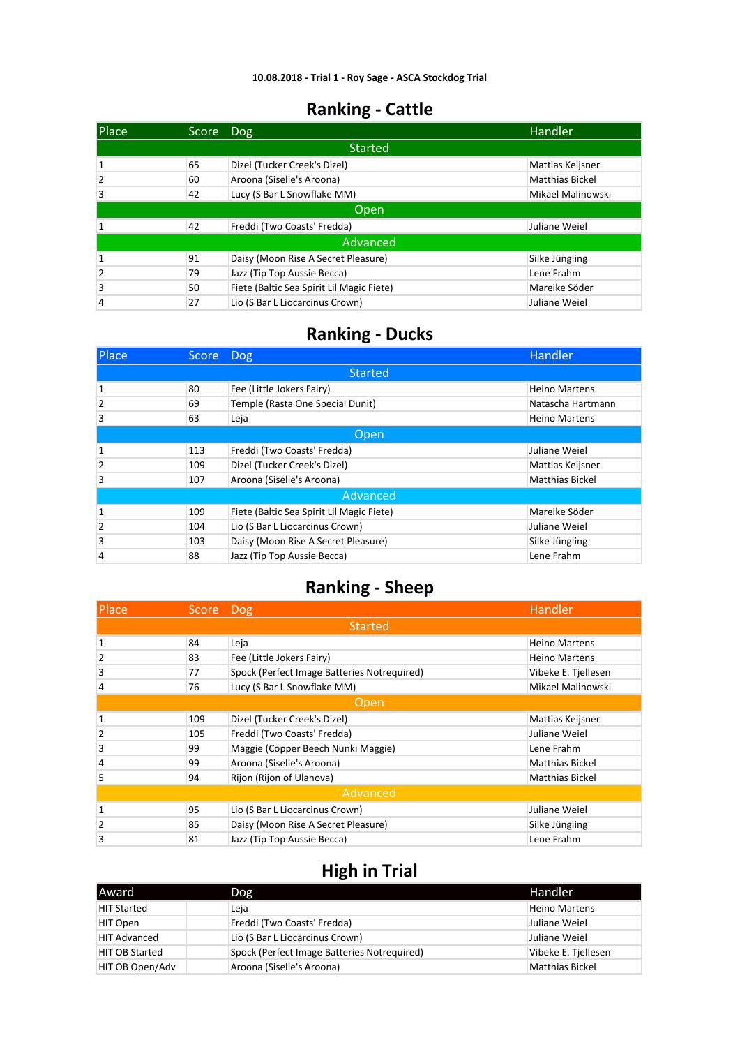**10.08.2018 - Trial 1 - Roy Sage - ASCA Stockdog Trial**

## Ranking - Cattle

| Place | Score | Dog | Handler |
|---|---|---|---|
| **Started** | | | |
| 1 | 65 | Dizel (Tucker Creek's Dizel) | Mattias Keijsner |
| 2 | 60 | Aroona (Siselie's Aroona) | Matthias Bickel |
| 3 | 42 | Lucy (S Bar L Snowflake MM) | Mikael Malinowski |
| **Open** | | | |
| 1 | 42 | Freddi (Two Coasts' Fredda) | Juliane Weiel |
| **Advanced** | | | |
| 1 | 91 | Daisy (Moon Rise A Secret Pleasure) | Silke Jüngling |
| 2 | 79 | Jazz (Tip Top Aussie Becca) | Lene Frahm |
| 3 | 50 | Fiete (Baltic Sea Spirit Lil Magic Fiete) | Mareike Söder |
| 4 | 27 | Lio (S Bar L Liocarcinus Crown) | Juliane Weiel |

## Ranking - Ducks

| Place | Score | Dog | Handler |
|---|---|---|---|
| **Started** | | | |
| 1 | 80 | Fee (Little Jokers Fairy) | Heino Martens |
| 2 | 69 | Temple (Rasta One Special Dunit) | Natascha Hartmann |
| 3 | 63 | Leja | Heino Martens |
| **Open** | | | |
| 1 | 113 | Freddi (Two Coasts' Fredda) | Juliane Weiel |
| 2 | 109 | Dizel (Tucker Creek's Dizel) | Mattias Keijsner |
| 3 | 107 | Aroona (Siselie's Aroona) | Matthias Bickel |
| **Advanced** | | | |
| 1 | 109 | Fiete (Baltic Sea Spirit Lil Magic Fiete) | Mareike Söder |
| 2 | 104 | Lio (S Bar L Liocarcinus Crown) | Juliane Weiel |
| 3 | 103 | Daisy (Moon Rise A Secret Pleasure) | Silke Jüngling |
| 4 | 88 | Jazz (Tip Top Aussie Becca) | Lene Frahm |

## Ranking - Sheep

| Place | Score | Dog | Handler |
|---|---|---|---|
| **Started** | | | |
| 1 | 84 | Leja | Heino Martens |
| 2 | 83 | Fee (Little Jokers Fairy) | Heino Martens |
| 3 | 77 | Spock (Perfect Image Batteries Notrequired) | Vibeke E. Tjellesen |
| 4 | 76 | Lucy (S Bar L Snowflake MM) | Mikael Malinowski |
| **Open** | | | |
| 1 | 109 | Dizel (Tucker Creek's Dizel) | Mattias Keijsner |
| 2 | 105 | Freddi (Two Coasts' Fredda) | Juliane Weiel |
| 3 | 99 | Maggie (Copper Beech Nunki Maggie) | Lene Frahm |
| 4 | 99 | Aroona (Siselie's Aroona) | Matthias Bickel |
| 5 | 94 | Rijon (Rijon of Ulanova) | Matthias Bickel |
| **Advanced** | | | |
| 1 | 95 | Lio (S Bar L Liocarcinus Crown) | Juliane Weiel |
| 2 | 85 | Daisy (Moon Rise A Secret Pleasure) | Silke Jüngling |
| 3 | 81 | Jazz (Tip Top Aussie Becca) | Lene Frahm |

## High in Trial

| Award | Dog | Handler |
|---|---|---|
| HIT Started | Leja | Heino Martens |
| HIT Open | Freddi (Two Coasts' Fredda) | Juliane Weiel |
| HIT Advanced | Lio (S Bar L Liocarcinus Crown) | Juliane Weiel |
| HIT OB Started | Spock (Perfect Image Batteries Notrequired) | Vibeke E. Tjellesen |
| HIT OB Open/Adv | Aroona (Siselie's Aroona) | Matthias Bickel |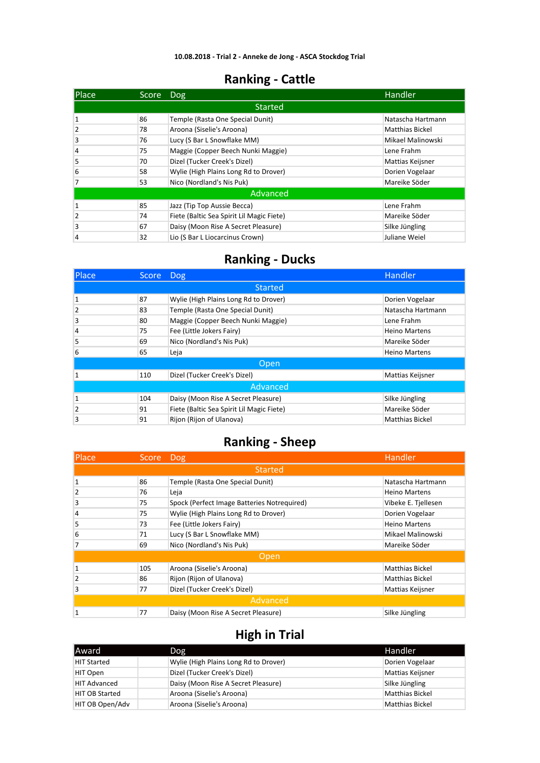**10.08.2018 - Trial 2 - Anneke de Jong - ASCA Stockdog Trial**

## Ranking - Cattle

| Place | Score | Dog | Handler |
|---|---|---|---|
| Started | | | |
| 1 | 86 | Temple (Rasta One Special Dunit) | Natascha Hartmann |
| 2 | 78 | Aroona (Siselie's Aroona) | Matthias Bickel |
| 3 | 76 | Lucy (S Bar L Snowflake MM) | Mikael Malinowski |
| 4 | 75 | Maggie (Copper Beech Nunki Maggie) | Lene Frahm |
| 5 | 70 | Dizel (Tucker Creek's Dizel) | Mattias Keijsner |
| 6 | 58 | Wylie (High Plains Long Rd to Drover) | Dorien Vogelaar |
| 7 | 53 | Nico (Nordland's Nis Puk) | Mareike Söder |
| Advanced | | | |
| 1 | 85 | Jazz (Tip Top Aussie Becca) | Lene Frahm |
| 2 | 74 | Fiete (Baltic Sea Spirit Lil Magic Fiete) | Mareike Söder |
| 3 | 67 | Daisy (Moon Rise A Secret Pleasure) | Silke Jüngling |
| 4 | 32 | Lio (S Bar L Liocarcinus Crown) | Juliane Weiel |

## Ranking - Ducks

| Place | Score | Dog | Handler |
|---|---|---|---|
| Started | | | |
| 1 | 87 | Wylie (High Plains Long Rd to Drover) | Dorien Vogelaar |
| 2 | 83 | Temple (Rasta One Special Dunit) | Natascha Hartmann |
| 3 | 80 | Maggie (Copper Beech Nunki Maggie) | Lene Frahm |
| 4 | 75 | Fee (Little Jokers Fairy) | Heino Martens |
| 5 | 69 | Nico (Nordland's Nis Puk) | Mareike Söder |
| 6 | 65 | Leja | Heino Martens |
| Open | | | |
| 1 | 110 | Dizel (Tucker Creek's Dizel) | Mattias Keijsner |
| Advanced | | | |
| 1 | 104 | Daisy (Moon Rise A Secret Pleasure) | Silke Jüngling |
| 2 | 91 | Fiete (Baltic Sea Spirit Lil Magic Fiete) | Mareike Söder |
| 3 | 91 | Rijon (Rijon of Ulanova) | Matthias Bickel |

## Ranking - Sheep

| Place | Score | Dog | Handler |
|---|---|---|---|
| Started | | | |
| 1 | 86 | Temple (Rasta One Special Dunit) | Natascha Hartmann |
| 2 | 76 | Leja | Heino Martens |
| 3 | 75 | Spock (Perfect Image Batteries Notrequired) | Vibeke E. Tjellesen |
| 4 | 75 | Wylie (High Plains Long Rd to Drover) | Dorien Vogelaar |
| 5 | 73 | Fee (Little Jokers Fairy) | Heino Martens |
| 6 | 71 | Lucy (S Bar L Snowflake MM) | Mikael Malinowski |
| 7 | 69 | Nico (Nordland's Nis Puk) | Mareike Söder |
| Open | | | |
| 1 | 105 | Aroona (Siselie's Aroona) | Matthias Bickel |
| 2 | 86 | Rijon (Rijon of Ulanova) | Matthias Bickel |
| 3 | 77 | Dizel (Tucker Creek's Dizel) | Mattias Keijsner |
| Advanced | | | |
| 1 | 77 | Daisy (Moon Rise A Secret Pleasure) | Silke Jüngling |

## High in Trial

| Award | Dog | Handler |
|---|---|---|
| HIT Started | Wylie (High Plains Long Rd to Drover) | Dorien Vogelaar |
| HIT Open | Dizel (Tucker Creek's Dizel) | Mattias Keijsner |
| HIT Advanced | Daisy (Moon Rise A Secret Pleasure) | Silke Jüngling |
| HIT OB Started | Aroona (Siselie's Aroona) | Matthias Bickel |
| HIT OB Open/Adv | Aroona (Siselie's Aroona) | Matthias Bickel |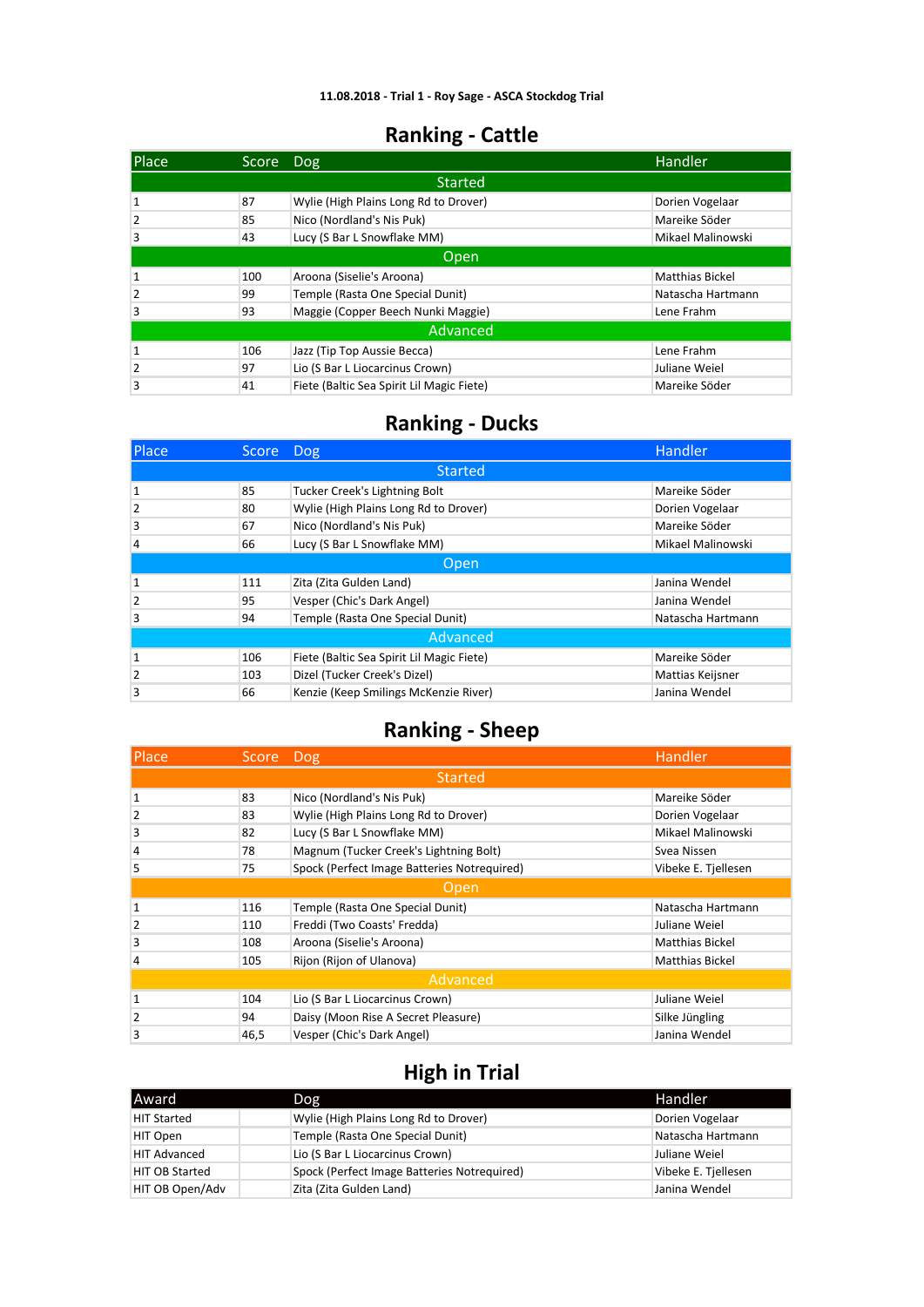**11.08.2018 - Trial 1 - Roy Sage - ASCA Stockdog Trial**

## Ranking - Cattle

| Place | Score | Dog | Handler |
|---|---|---|---|
| Started | | | |
| 1 | 87 | Wylie (High Plains Long Rd to Drover) | Dorien Vogelaar |
| 2 | 85 | Nico (Nordland's Nis Puk) | Mareike Söder |
| 3 | 43 | Lucy (S Bar L Snowflake MM) | Mikael Malinowski |
| Open | | | |
| 1 | 100 | Aroona (Siselie's Aroona) | Matthias Bickel |
| 2 | 99 | Temple (Rasta One Special Dunit) | Natascha Hartmann |
| 3 | 93 | Maggie (Copper Beech Nunki Maggie) | Lene Frahm |
| Advanced | | | |
| 1 | 106 | Jazz (Tip Top Aussie Becca) | Lene Frahm |
| 2 | 97 | Lio (S Bar L Liocarcinus Crown) | Juliane Weiel |
| 3 | 41 | Fiete (Baltic Sea Spirit Lil Magic Fiete) | Mareike Söder |

## Ranking - Ducks

| Place | Score | Dog | Handler |
|---|---|---|---|
| Started | | | |
| 1 | 85 | Tucker Creek's Lightning Bolt | Mareike Söder |
| 2 | 80 | Wylie (High Plains Long Rd to Drover) | Dorien Vogelaar |
| 3 | 67 | Nico (Nordland's Nis Puk) | Mareike Söder |
| 4 | 66 | Lucy (S Bar L Snowflake MM) | Mikael Malinowski |
| Open | | | |
| 1 | 111 | Zita (Zita Gulden Land) | Janina Wendel |
| 2 | 95 | Vesper (Chic's Dark Angel) | Janina Wendel |
| 3 | 94 | Temple (Rasta One Special Dunit) | Natascha Hartmann |
| Advanced | | | |
| 1 | 106 | Fiete (Baltic Sea Spirit Lil Magic Fiete) | Mareike Söder |
| 2 | 103 | Dizel (Tucker Creek's Dizel) | Mattias Keijsner |
| 3 | 66 | Kenzie (Keep Smilings McKenzie River) | Janina Wendel |

## Ranking - Sheep

| Place | Score | Dog | Handler |
|---|---|---|---|
| Started | | | |
| 1 | 83 | Nico (Nordland's Nis Puk) | Mareike Söder |
| 2 | 83 | Wylie (High Plains Long Rd to Drover) | Dorien Vogelaar |
| 3 | 82 | Lucy (S Bar L Snowflake MM) | Mikael Malinowski |
| 4 | 78 | Magnum (Tucker Creek's Lightning Bolt) | Svea Nissen |
| 5 | 75 | Spock (Perfect Image Batteries Notrequired) | Vibeke E. Tjellesen |
| Open | | | |
| 1 | 116 | Temple (Rasta One Special Dunit) | Natascha Hartmann |
| 2 | 110 | Freddi (Two Coasts' Fredda) | Juliane Weiel |
| 3 | 108 | Aroona (Siselie's Aroona) | Matthias Bickel |
| 4 | 105 | Rijon (Rijon of Ulanova) | Matthias Bickel |
| Advanced | | | |
| 1 | 104 | Lio (S Bar L Liocarcinus Crown) | Juliane Weiel |
| 2 | 94 | Daisy (Moon Rise A Secret Pleasure) | Silke Jüngling |
| 3 | 46,5 | Vesper (Chic's Dark Angel) | Janina Wendel |

## High in Trial

| Award | | Dog | Handler |
|---|---|---|---|
| HIT Started | | Wylie (High Plains Long Rd to Drover) | Dorien Vogelaar |
| HIT Open | | Temple (Rasta One Special Dunit) | Natascha Hartmann |
| HIT Advanced | | Lio (S Bar L Liocarcinus Crown) | Juliane Weiel |
| HIT OB Started | | Spock (Perfect Image Batteries Notrequired) | Vibeke E. Tjellesen |
| HIT OB Open/Adv | | Zita (Zita Gulden Land) | Janina Wendel |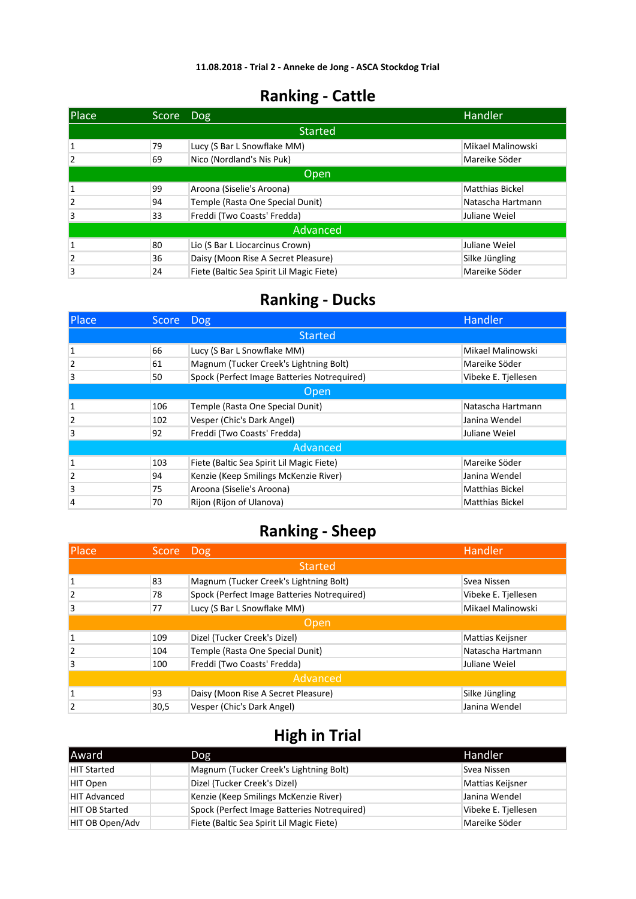**11.08.2018 - Trial 2 - Anneke de Jong - ASCA Stockdog Trial**

## Ranking - Cattle

| Place | Score | Dog | Handler |
|---|---|---|---|
| **Started** | | | |
| 1 | 79 | Lucy (S Bar L Snowflake MM) | Mikael Malinowski |
| 2 | 69 | Nico (Nordland's Nis Puk) | Mareike Söder |
| **Open** | | | |
| 1 | 99 | Aroona (Siselie's Aroona) | Matthias Bickel |
| 2 | 94 | Temple (Rasta One Special Dunit) | Natascha Hartmann |
| 3 | 33 | Freddi (Two Coasts' Fredda) | Juliane Weiel |
| **Advanced** | | | |
| 1 | 80 | Lio (S Bar L Liocarcinus Crown) | Juliane Weiel |
| 2 | 36 | Daisy (Moon Rise A Secret Pleasure) | Silke Jüngling |
| 3 | 24 | Fiete (Baltic Sea Spirit Lil Magic Fiete) | Mareike Söder |

## Ranking - Ducks

| Place | Score | Dog | Handler |
|---|---|---|---|
| **Started** | | | |
| 1 | 66 | Lucy (S Bar L Snowflake MM) | Mikael Malinowski |
| 2 | 61 | Magnum (Tucker Creek's Lightning Bolt) | Mareike Söder |
| 3 | 50 | Spock (Perfect Image Batteries Notrequired) | Vibeke E. Tjellesen |
| **Open** | | | |
| 1 | 106 | Temple (Rasta One Special Dunit) | Natascha Hartmann |
| 2 | 102 | Vesper (Chic's Dark Angel) | Janina Wendel |
| 3 | 92 | Freddi (Two Coasts' Fredda) | Juliane Weiel |
| **Advanced** | | | |
| 1 | 103 | Fiete (Baltic Sea Spirit Lil Magic Fiete) | Mareike Söder |
| 2 | 94 | Kenzie (Keep Smilings McKenzie River) | Janina Wendel |
| 3 | 75 | Aroona (Siselie's Aroona) | Matthias Bickel |
| 4 | 70 | Rijon (Rijon of Ulanova) | Matthias Bickel |

## Ranking - Sheep

| Place | Score | Dog | Handler |
|---|---|---|---|
| **Started** | | | |
| 1 | 83 | Magnum (Tucker Creek's Lightning Bolt) | Svea Nissen |
| 2 | 78 | Spock (Perfect Image Batteries Notrequired) | Vibeke E. Tjellesen |
| 3 | 77 | Lucy (S Bar L Snowflake MM) | Mikael Malinowski |
| **Open** | | | |
| 1 | 109 | Dizel (Tucker Creek's Dizel) | Mattias Keijsner |
| 2 | 104 | Temple (Rasta One Special Dunit) | Natascha Hartmann |
| 3 | 100 | Freddi (Two Coasts' Fredda) | Juliane Weiel |
| **Advanced** | | | |
| 1 | 93 | Daisy (Moon Rise A Secret Pleasure) | Silke Jüngling |
| 2 | 30,5 | Vesper (Chic's Dark Angel) | Janina Wendel |

## High in Trial

| Award | | Dog | Handler |
|---|---|---|---|
| HIT Started | | Magnum (Tucker Creek's Lightning Bolt) | Svea Nissen |
| HIT Open | | Dizel (Tucker Creek's Dizel) | Mattias Keijsner |
| HIT Advanced | | Kenzie (Keep Smilings McKenzie River) | Janina Wendel |
| HIT OB Started | | Spock (Perfect Image Batteries Notrequired) | Vibeke E. Tjellesen |
| HIT OB Open/Adv | | Fiete (Baltic Sea Spirit Lil Magic Fiete) | Mareike Söder |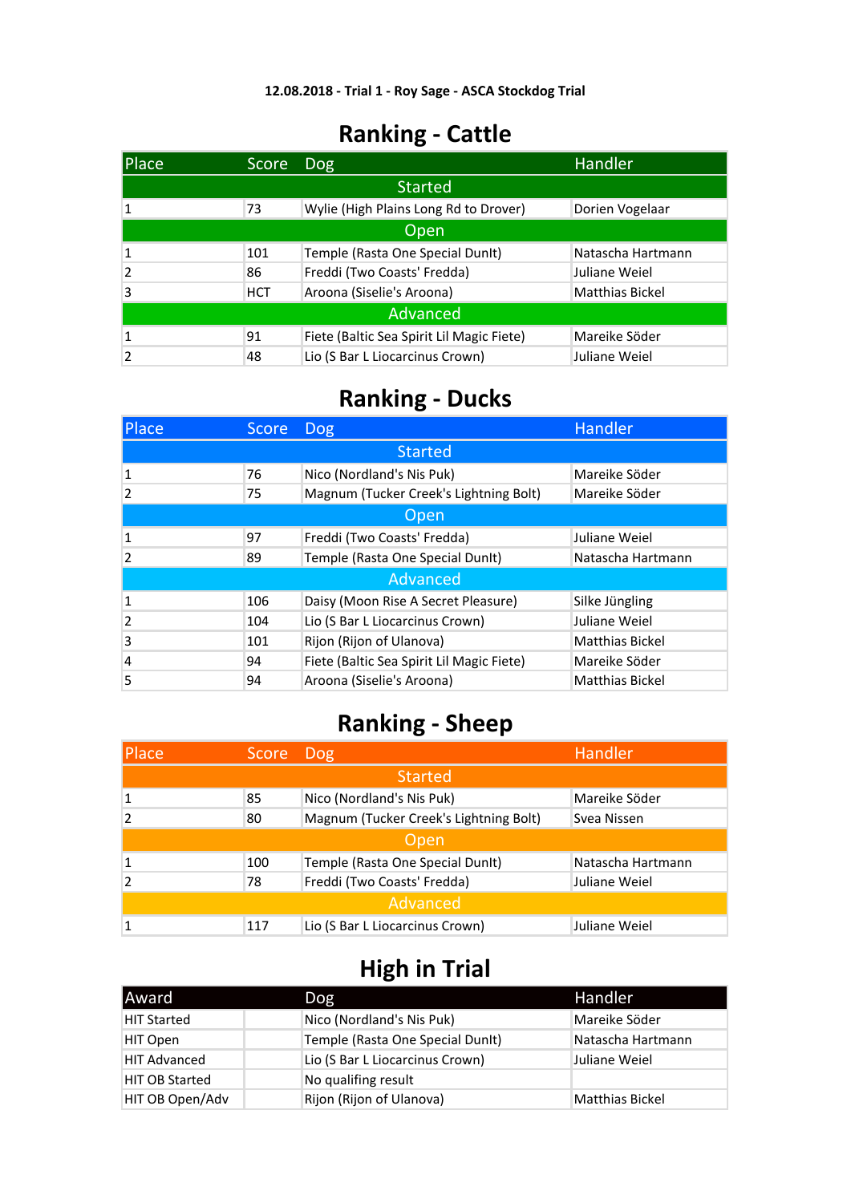**12.08.2018 - Trial 1 - Roy Sage - ASCA Stockdog Trial**

## Ranking - Cattle

| Place | Score | Dog | Handler |
|---|---|---|---|
| **Started** | | | |
| 1 | 73 | Wylie (High Plains Long Rd to Drover) | Dorien Vogelaar |
| **Open** | | | |
| 1 | 101 | Temple (Rasta One Special DunIt) | Natascha Hartmann |
| 2 | 86 | Freddi (Two Coasts' Fredda) | Juliane Weiel |
| 3 | HCT | Aroona (Siselie's Aroona) | Matthias Bickel |
| **Advanced** | | | |
| 1 | 91 | Fiete (Baltic Sea Spirit Lil Magic Fiete) | Mareike Söder |
| 2 | 48 | Lio (S Bar L Liocarcinus Crown) | Juliane Weiel |

## Ranking - Ducks

| Place | Score | Dog | Handler |
|---|---|---|---|
| **Started** | | | |
| 1 | 76 | Nico (Nordland's Nis Puk) | Mareike Söder |
| 2 | 75 | Magnum (Tucker Creek's Lightning Bolt) | Mareike Söder |
| **Open** | | | |
| 1 | 97 | Freddi (Two Coasts' Fredda) | Juliane Weiel |
| 2 | 89 | Temple (Rasta One Special DunIt) | Natascha Hartmann |
| **Advanced** | | | |
| 1 | 106 | Daisy (Moon Rise A Secret Pleasure) | Silke Jüngling |
| 2 | 104 | Lio (S Bar L Liocarcinus Crown) | Juliane Weiel |
| 3 | 101 | Rijon (Rijon of Ulanova) | Matthias Bickel |
| 4 | 94 | Fiete (Baltic Sea Spirit Lil Magic Fiete) | Mareike Söder |
| 5 | 94 | Aroona (Siselie's Aroona) | Matthias Bickel |

## Ranking - Sheep

| Place | Score | Dog | Handler |
|---|---|---|---|
| **Started** | | | |
| 1 | 85 | Nico (Nordland's Nis Puk) | Mareike Söder |
| 2 | 80 | Magnum (Tucker Creek's Lightning Bolt) | Svea Nissen |
| **Open** | | | |
| 1 | 100 | Temple (Rasta One Special DunIt) | Natascha Hartmann |
| 2 | 78 | Freddi (Two Coasts' Fredda) | Juliane Weiel |
| **Advanced** | | | |
| 1 | 117 | Lio (S Bar L Liocarcinus Crown) | Juliane Weiel |

## High in Trial

| Award | | Dog | Handler |
|---|---|---|---|
| HIT Started | | Nico (Nordland's Nis Puk) | Mareike Söder |
| HIT Open | | Temple (Rasta One Special DunIt) | Natascha Hartmann |
| HIT Advanced | | Lio (S Bar L Liocarcinus Crown) | Juliane Weiel |
| HIT OB Started | | No qualifing result | |
| HIT OB Open/Adv | | Rijon (Rijon of Ulanova) | Matthias Bickel |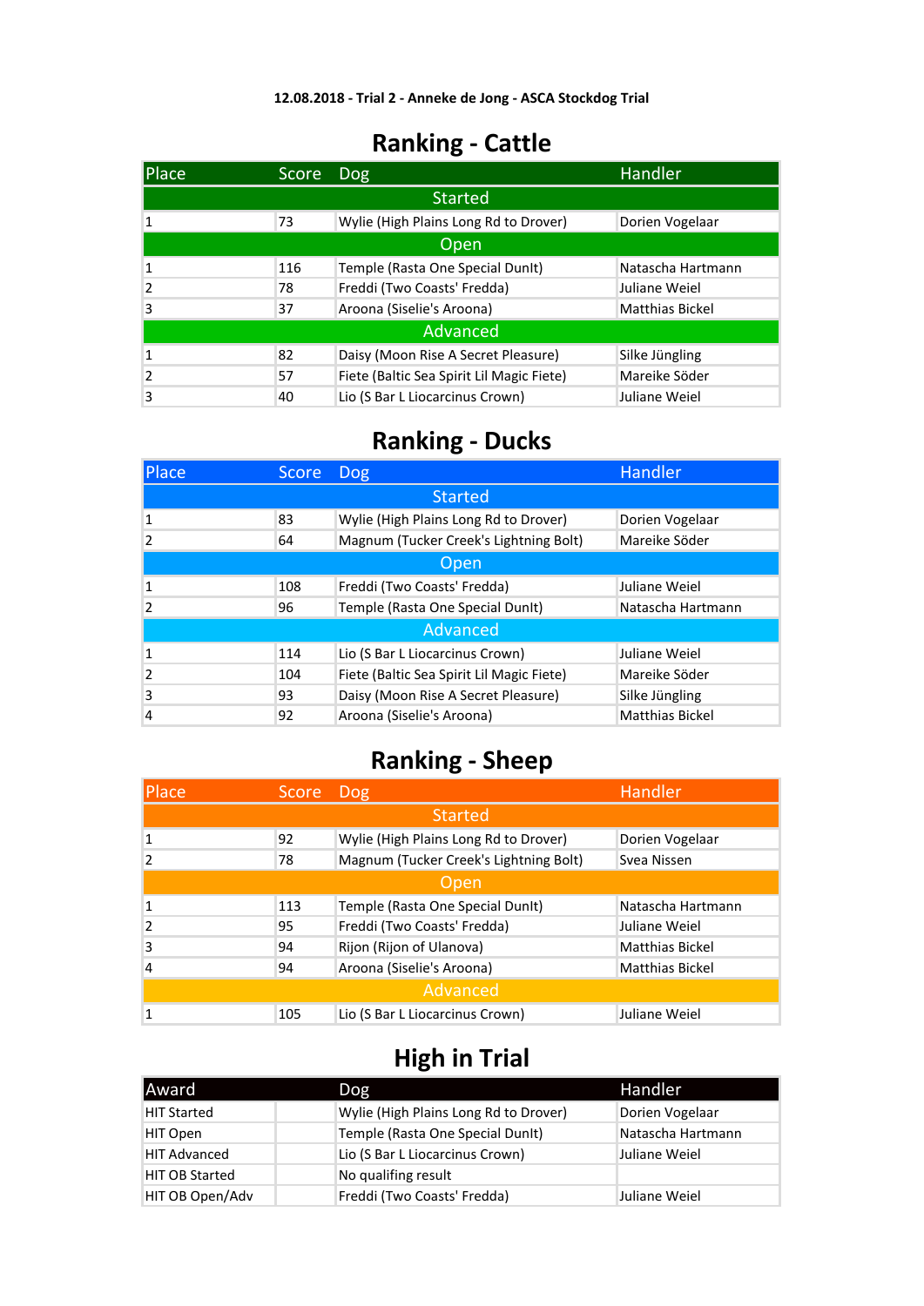**12.08.2018 - Trial 2 - Anneke de Jong - ASCA Stockdog Trial**

## Ranking - Cattle

| Place | Score | Dog | Handler |
|---|---|---|---|
| **Started** | | | |
| 1 | 73 | Wylie (High Plains Long Rd to Drover) | Dorien Vogelaar |
| **Open** | | | |
| 1 | 116 | Temple (Rasta One Special DunIt) | Natascha Hartmann |
| 2 | 78 | Freddi (Two Coasts' Fredda) | Juliane Weiel |
| 3 | 37 | Aroona (Siselie's Aroona) | Matthias Bickel |
| **Advanced** | | | |
| 1 | 82 | Daisy (Moon Rise A Secret Pleasure) | Silke Jüngling |
| 2 | 57 | Fiete (Baltic Sea Spirit Lil Magic Fiete) | Mareike Söder |
| 3 | 40 | Lio (S Bar L Liocarcinus Crown) | Juliane Weiel |

## Ranking - Ducks

| Place | Score | Dog | Handler |
|---|---|---|---|
| **Started** | | | |
| 1 | 83 | Wylie (High Plains Long Rd to Drover) | Dorien Vogelaar |
| 2 | 64 | Magnum (Tucker Creek's Lightning Bolt) | Mareike Söder |
| **Open** | | | |
| 1 | 108 | Freddi (Two Coasts' Fredda) | Juliane Weiel |
| 2 | 96 | Temple (Rasta One Special DunIt) | Natascha Hartmann |
| **Advanced** | | | |
| 1 | 114 | Lio (S Bar L Liocarcinus Crown) | Juliane Weiel |
| 2 | 104 | Fiete (Baltic Sea Spirit Lil Magic Fiete) | Mareike Söder |
| 3 | 93 | Daisy (Moon Rise A Secret Pleasure) | Silke Jüngling |
| 4 | 92 | Aroona (Siselie's Aroona) | Matthias Bickel |

## Ranking - Sheep

| Place | Score | Dog | Handler |
|---|---|---|---|
| **Started** | | | |
| 1 | 92 | Wylie (High Plains Long Rd to Drover) | Dorien Vogelaar |
| 2 | 78 | Magnum (Tucker Creek's Lightning Bolt) | Svea Nissen |
| **Open** | | | |
| 1 | 113 | Temple (Rasta One Special DunIt) | Natascha Hartmann |
| 2 | 95 | Freddi (Two Coasts' Fredda) | Juliane Weiel |
| 3 | 94 | Rijon (Rijon of Ulanova) | Matthias Bickel |
| 4 | 94 | Aroona (Siselie's Aroona) | Matthias Bickel |
| **Advanced** | | | |
| 1 | 105 | Lio (S Bar L Liocarcinus Crown) | Juliane Weiel |

## High in Trial

| Award | | Dog | Handler |
|---|---|---|---|
| HIT Started | | Wylie (High Plains Long Rd to Drover) | Dorien Vogelaar |
| HIT Open | | Temple (Rasta One Special DunIt) | Natascha Hartmann |
| HIT Advanced | | Lio (S Bar L Liocarcinus Crown) | Juliane Weiel |
| HIT OB Started | | No qualifing result | |
| HIT OB Open/Adv | | Freddi (Two Coasts' Fredda) | Juliane Weiel |